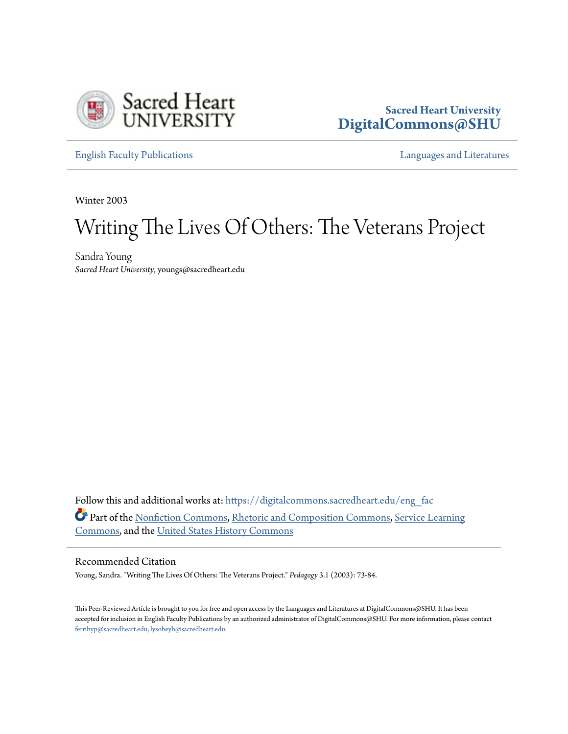Sacred Heart University
DigitalCommons@SHU

English Faculty Publications

Languages and Literatures

Winter 2003

# Writing The Lives Of Others: The Veterans Project

Sandra Young
*Sacred Heart University*, youngs@sacredheart.edu

Follow this and additional works at: https://digitalcommons.sacredheart.edu/eng_fac

Part of the Nonfiction Commons, Rhetoric and Composition Commons, Service Learning Commons, and the United States History Commons

## Recommended Citation

Young, Sandra. "Writing The Lives Of Others: The Veterans Project." *Pedagogy* 3.1 (2003): 73-84.

This Peer-Reviewed Article is brought to you for free and open access by the Languages and Literatures at DigitalCommons@SHU. It has been accepted for inclusion in English Faculty Publications by an authorized administrator of DigitalCommons@SHU. For more information, please contact ferribyp@sacredheart.edu, lysobeyb@sacredheart.edu.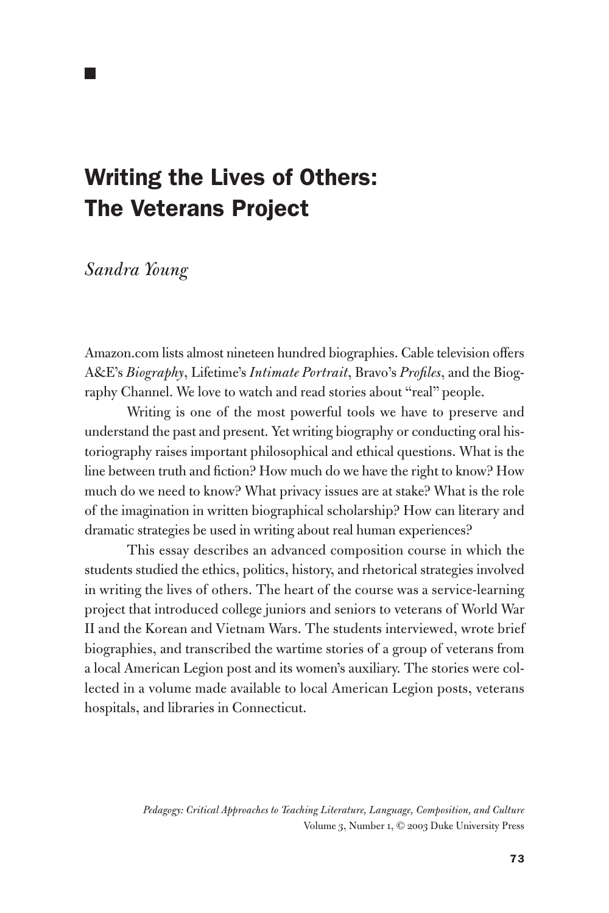# Writing the Lives of Others: The Veterans Project

*Sandra Young*

Amazon.com lists almost nineteen hundred biographies. Cable television offers A&E's *Biography*, Lifetime's *Intimate Portrait*, Bravo's *Profiles*, and the Biography Channel. We love to watch and read stories about "real" people.

Writing is one of the most powerful tools we have to preserve and understand the past and present. Yet writing biography or conducting oral historiography raises important philosophical and ethical questions. What is the line between truth and fiction? How much do we have the right to know? How much do we need to know? What privacy issues are at stake? What is the role of the imagination in written biographical scholarship? How can literary and dramatic strategies be used in writing about real human experiences?

This essay describes an advanced composition course in which the students studied the ethics, politics, history, and rhetorical strategies involved in writing the lives of others. The heart of the course was a service-learning project that introduced college juniors and seniors to veterans of World War II and the Korean and Vietnam Wars. The students interviewed, wrote brief biographies, and transcribed the wartime stories of a group of veterans from a local American Legion post and its women's auxiliary. The stories were collected in a volume made available to local American Legion posts, veterans hospitals, and libraries in Connecticut.

*Pedagogy: Critical Approaches to Teaching Literature, Language, Composition, and Culture*
Volume 3, Number 1, © 2003 Duke University Press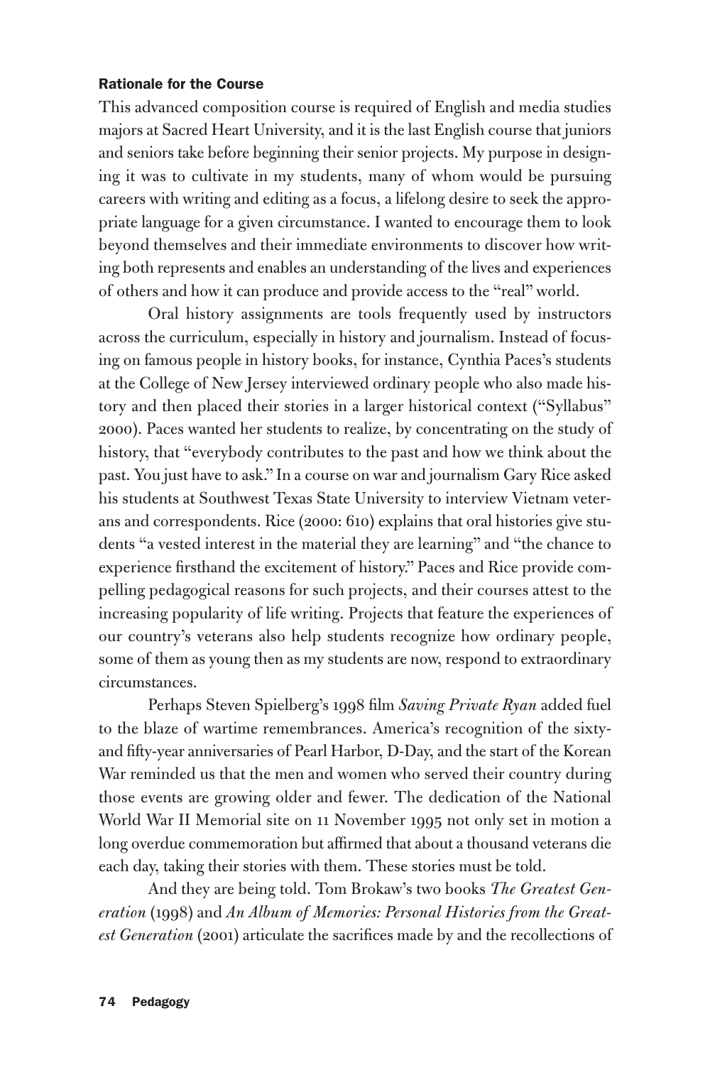### Rationale for the Course

This advanced composition course is required of English and media studies majors at Sacred Heart University, and it is the last English course that juniors and seniors take before beginning their senior projects. My purpose in designing it was to cultivate in my students, many of whom would be pursuing careers with writing and editing as a focus, a lifelong desire to seek the appropriate language for a given circumstance. I wanted to encourage them to look beyond themselves and their immediate environments to discover how writing both represents and enables an understanding of the lives and experiences of others and how it can produce and provide access to the "real" world.

Oral history assignments are tools frequently used by instructors across the curriculum, especially in history and journalism. Instead of focusing on famous people in history books, for instance, Cynthia Paces's students at the College of New Jersey interviewed ordinary people who also made history and then placed their stories in a larger historical context ("Syllabus" 2000). Paces wanted her students to realize, by concentrating on the study of history, that "everybody contributes to the past and how we think about the past. You just have to ask." In a course on war and journalism Gary Rice asked his students at Southwest Texas State University to interview Vietnam veterans and correspondents. Rice (2000: 610) explains that oral histories give students "a vested interest in the material they are learning" and "the chance to experience firsthand the excitement of history." Paces and Rice provide compelling pedagogical reasons for such projects, and their courses attest to the increasing popularity of life writing. Projects that feature the experiences of our country's veterans also help students recognize how ordinary people, some of them as young then as my students are now, respond to extraordinary circumstances.

Perhaps Steven Spielberg's 1998 film *Saving Private Ryan* added fuel to the blaze of wartime remembrances. America's recognition of the sixty- and fifty-year anniversaries of Pearl Harbor, D-Day, and the start of the Korean War reminded us that the men and women who served their country during those events are growing older and fewer. The dedication of the National World War II Memorial site on 11 November 1995 not only set in motion a long overdue commemoration but affirmed that about a thousand veterans die each day, taking their stories with them. These stories must be told.

And they are being told. Tom Brokaw's two books *The Greatest Generation* (1998) and *An Album of Memories: Personal Histories from the Greatest Generation* (2001) articulate the sacrifices made by and the recollections of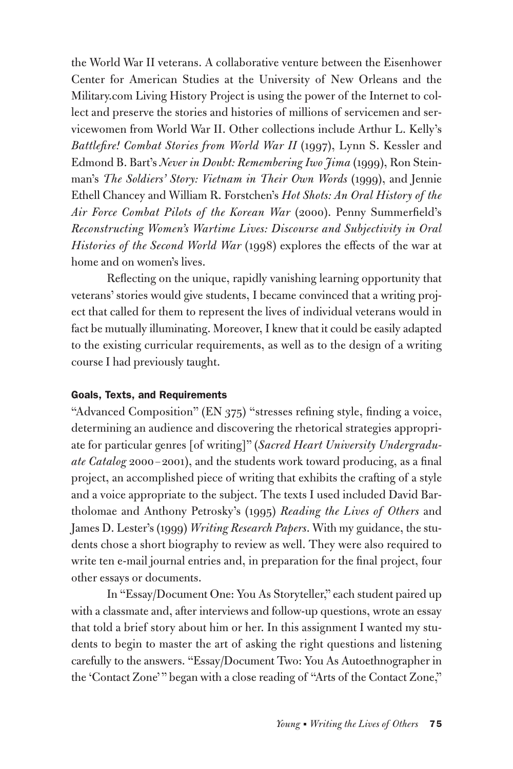the World War II veterans. A collaborative venture between the Eisenhower Center for American Studies at the University of New Orleans and the Military.com Living History Project is using the power of the Internet to collect and preserve the stories and histories of millions of servicemen and servicewomen from World War II. Other collections include Arthur L. Kelly's *Battlefire! Combat Stories from World War II* (1997), Lynn S. Kessler and Edmond B. Bart's *Never in Doubt: Remembering Iwo Jima* (1999), Ron Steinman's *The Soldiers' Story: Vietnam in Their Own Words* (1999), and Jennie Ethell Chancey and William R. Forstchen's *Hot Shots: An Oral History of the Air Force Combat Pilots of the Korean War* (2000). Penny Summerfield's *Reconstructing Women's Wartime Lives: Discourse and Subjectivity in Oral Histories of the Second World War* (1998) explores the effects of the war at home and on women's lives.

Reflecting on the unique, rapidly vanishing learning opportunity that veterans' stories would give students, I became convinced that a writing project that called for them to represent the lives of individual veterans would in fact be mutually illuminating. Moreover, I knew that it could be easily adapted to the existing curricular requirements, as well as to the design of a writing course I had previously taught.

#### Goals, Texts, and Requirements

"Advanced Composition" (EN 375) "stresses refining style, finding a voice, determining an audience and discovering the rhetorical strategies appropriate for particular genres [of writing]" (*Sacred Heart University Undergraduate Catalog* 2000–2001), and the students work toward producing, as a final project, an accomplished piece of writing that exhibits the crafting of a style and a voice appropriate to the subject. The texts I used included David Bartholomae and Anthony Petrosky's (1995) *Reading the Lives of Others* and James D. Lester's (1999) *Writing Research Papers*. With my guidance, the students chose a short biography to review as well. They were also required to write ten e-mail journal entries and, in preparation for the final project, four other essays or documents.

In "Essay/Document One: You As Storyteller," each student paired up with a classmate and, after interviews and follow-up questions, wrote an essay that told a brief story about him or her. In this assignment I wanted my students to begin to master the art of asking the right questions and listening carefully to the answers. "Essay/Document Two: You As Autoethnographer in the 'Contact Zone'" began with a close reading of "Arts of the Contact Zone,"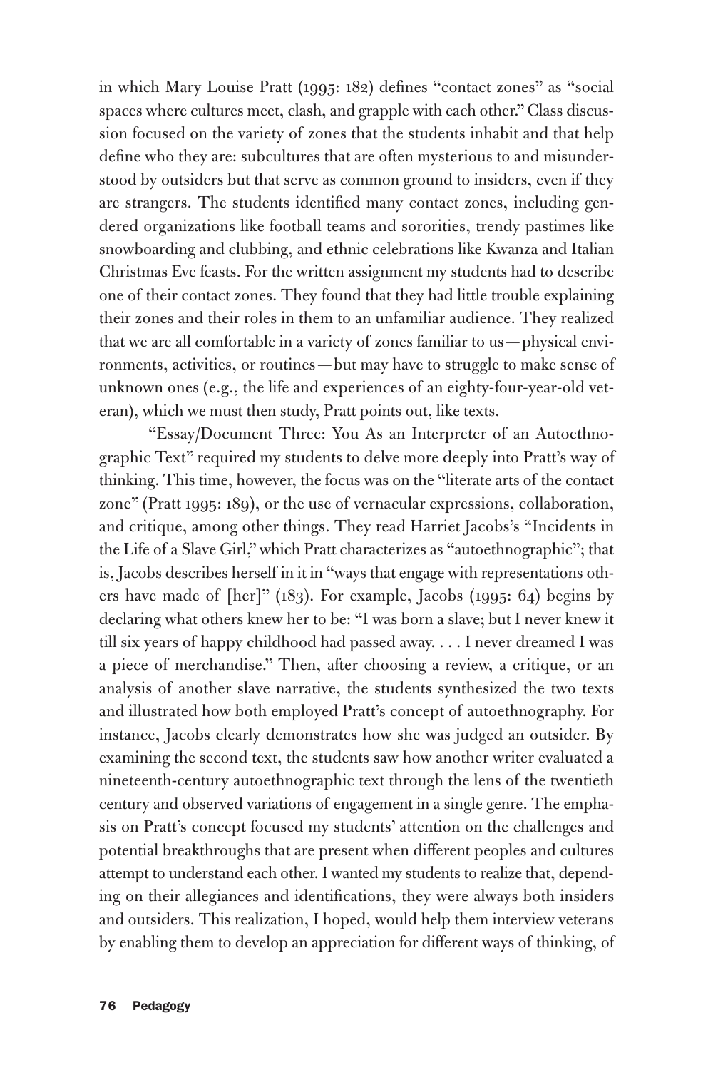in which Mary Louise Pratt (1995: 182) defines "contact zones" as "social spaces where cultures meet, clash, and grapple with each other." Class discussion focused on the variety of zones that the students inhabit and that help define who they are: subcultures that are often mysterious to and misunderstood by outsiders but that serve as common ground to insiders, even if they are strangers. The students identified many contact zones, including gendered organizations like football teams and sororities, trendy pastimes like snowboarding and clubbing, and ethnic celebrations like Kwanza and Italian Christmas Eve feasts. For the written assignment my students had to describe one of their contact zones. They found that they had little trouble explaining their zones and their roles in them to an unfamiliar audience. They realized that we are all comfortable in a variety of zones familiar to us—physical environments, activities, or routines—but may have to struggle to make sense of unknown ones (e.g., the life and experiences of an eighty-four-year-old veteran), which we must then study, Pratt points out, like texts.

"Essay/Document Three: You As an Interpreter of an Autoethnographic Text" required my students to delve more deeply into Pratt's way of thinking. This time, however, the focus was on the "literate arts of the contact zone" (Pratt 1995: 189), or the use of vernacular expressions, collaboration, and critique, among other things. They read Harriet Jacobs's "Incidents in the Life of a Slave Girl," which Pratt characterizes as "autoethnographic"; that is, Jacobs describes herself in it in "ways that engage with representations others have made of [her]" (183). For example, Jacobs (1995: 64) begins by declaring what others knew her to be: "I was born a slave; but I never knew it till six years of happy childhood had passed away. . . . I never dreamed I was a piece of merchandise." Then, after choosing a review, a critique, or an analysis of another slave narrative, the students synthesized the two texts and illustrated how both employed Pratt's concept of autoethnography. For instance, Jacobs clearly demonstrates how she was judged an outsider. By examining the second text, the students saw how another writer evaluated a nineteenth-century autoethnographic text through the lens of the twentieth century and observed variations of engagement in a single genre. The emphasis on Pratt's concept focused my students' attention on the challenges and potential breakthroughs that are present when different peoples and cultures attempt to understand each other. I wanted my students to realize that, depending on their allegiances and identifications, they were always both insiders and outsiders. This realization, I hoped, would help them interview veterans by enabling them to develop an appreciation for different ways of thinking, of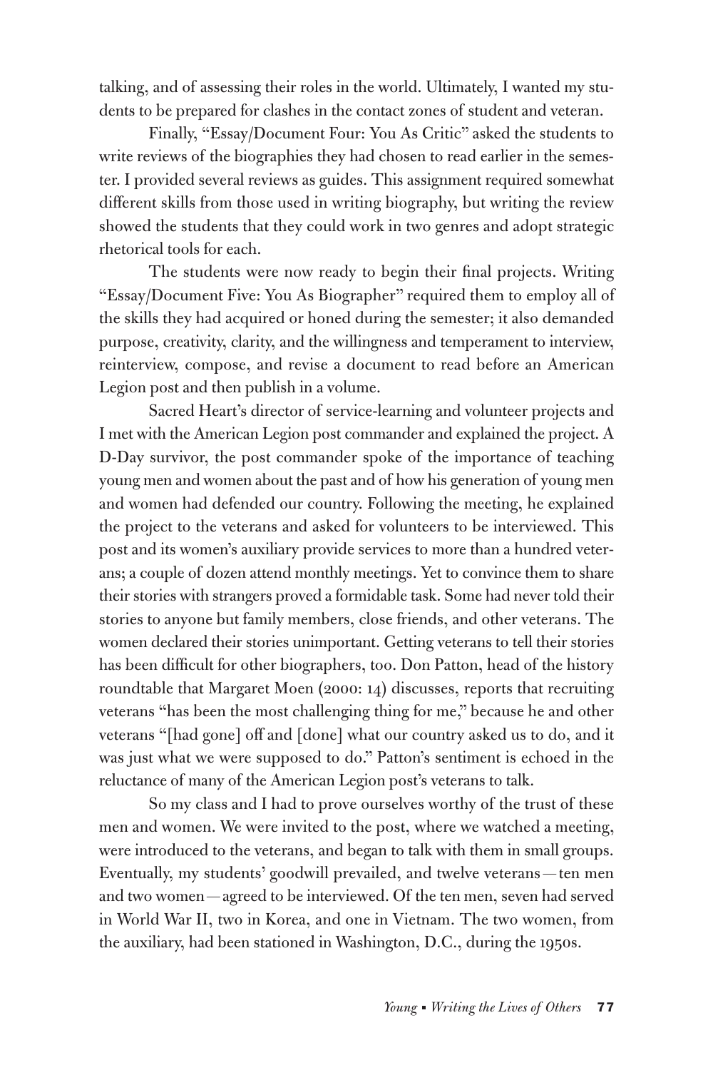talking, and of assessing their roles in the world. Ultimately, I wanted my students to be prepared for clashes in the contact zones of student and veteran.

Finally, "Essay/Document Four: You As Critic" asked the students to write reviews of the biographies they had chosen to read earlier in the semester. I provided several reviews as guides. This assignment required somewhat different skills from those used in writing biography, but writing the review showed the students that they could work in two genres and adopt strategic rhetorical tools for each.

The students were now ready to begin their final projects. Writing "Essay/Document Five: You As Biographer" required them to employ all of the skills they had acquired or honed during the semester; it also demanded purpose, creativity, clarity, and the willingness and temperament to interview, reinterview, compose, and revise a document to read before an American Legion post and then publish in a volume.

Sacred Heart's director of service-learning and volunteer projects and I met with the American Legion post commander and explained the project. A D-Day survivor, the post commander spoke of the importance of teaching young men and women about the past and of how his generation of young men and women had defended our country. Following the meeting, he explained the project to the veterans and asked for volunteers to be interviewed. This post and its women's auxiliary provide services to more than a hundred veterans; a couple of dozen attend monthly meetings. Yet to convince them to share their stories with strangers proved a formidable task. Some had never told their stories to anyone but family members, close friends, and other veterans. The women declared their stories unimportant. Getting veterans to tell their stories has been difficult for other biographers, too. Don Patton, head of the history roundtable that Margaret Moen (2000: 14) discusses, reports that recruiting veterans "has been the most challenging thing for me," because he and other veterans "[had gone] off and [done] what our country asked us to do, and it was just what we were supposed to do." Patton's sentiment is echoed in the reluctance of many of the American Legion post's veterans to talk.

So my class and I had to prove ourselves worthy of the trust of these men and women. We were invited to the post, where we watched a meeting, were introduced to the veterans, and began to talk with them in small groups. Eventually, my students' goodwill prevailed, and twelve veterans—ten men and two women—agreed to be interviewed. Of the ten men, seven had served in World War II, two in Korea, and one in Vietnam. The two women, from the auxiliary, had been stationed in Washington, D.C., during the 1950s.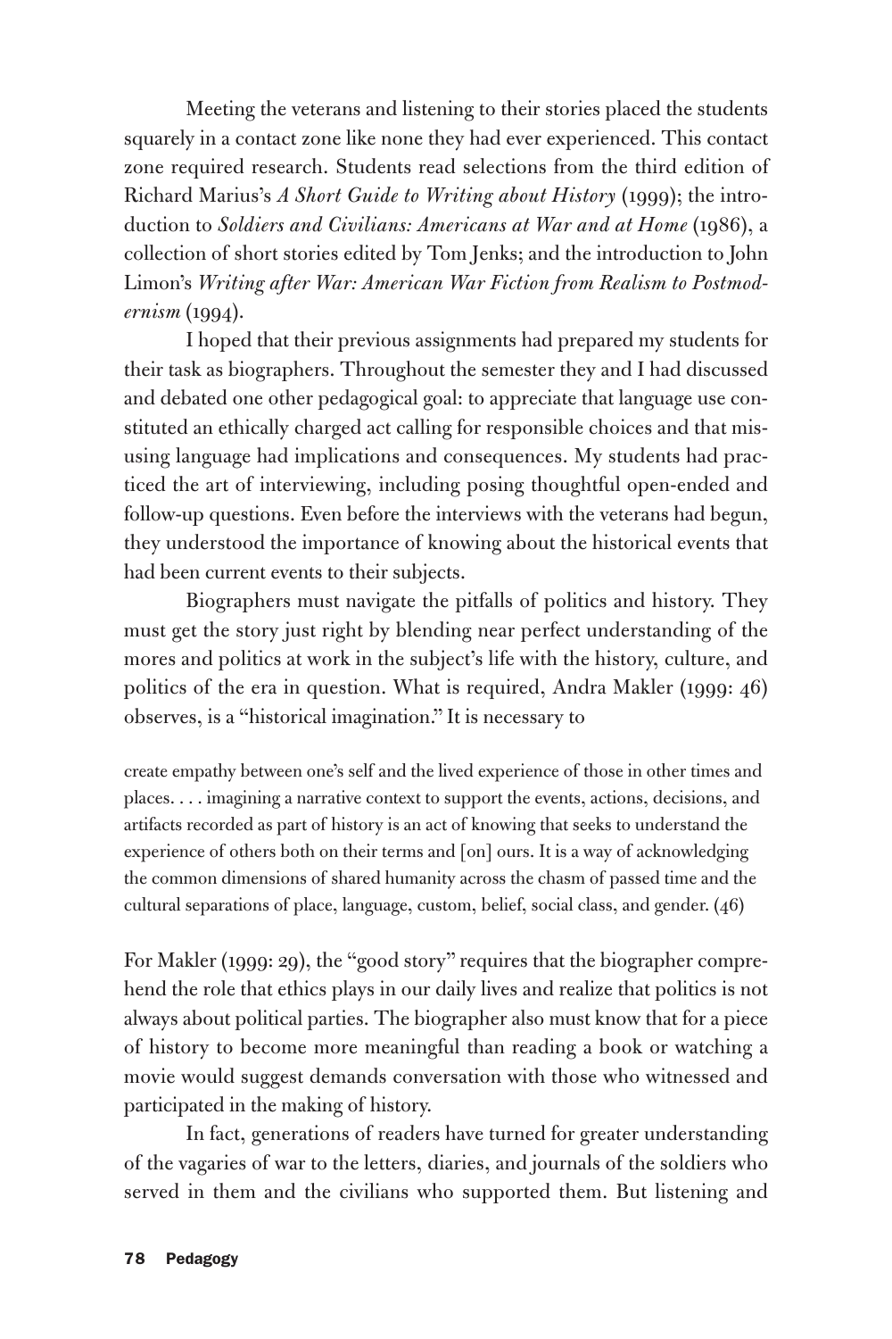Meeting the veterans and listening to their stories placed the students squarely in a contact zone like none they had ever experienced. This contact zone required research. Students read selections from the third edition of Richard Marius's *A Short Guide to Writing about History* (1999); the introduction to *Soldiers and Civilians: Americans at War and at Home* (1986), a collection of short stories edited by Tom Jenks; and the introduction to John Limon's *Writing after War: American War Fiction from Realism to Postmodernism* (1994).

I hoped that their previous assignments had prepared my students for their task as biographers. Throughout the semester they and I had discussed and debated one other pedagogical goal: to appreciate that language use constituted an ethically charged act calling for responsible choices and that misusing language had implications and consequences. My students had practiced the art of interviewing, including posing thoughtful open-ended and follow-up questions. Even before the interviews with the veterans had begun, they understood the importance of knowing about the historical events that had been current events to their subjects.

Biographers must navigate the pitfalls of politics and history. They must get the story just right by blending near perfect understanding of the mores and politics at work in the subject's life with the history, culture, and politics of the era in question. What is required, Andra Makler (1999: 46) observes, is a "historical imagination." It is necessary to

> create empathy between one's self and the lived experience of those in other times and places. . . . imagining a narrative context to support the events, actions, decisions, and artifacts recorded as part of history is an act of knowing that seeks to understand the experience of others both on their terms and [on] ours. It is a way of acknowledging the common dimensions of shared humanity across the chasm of passed time and the cultural separations of place, language, custom, belief, social class, and gender. (46)

For Makler (1999: 29), the "good story" requires that the biographer comprehend the role that ethics plays in our daily lives and realize that politics is not always about political parties. The biographer also must know that for a piece of history to become more meaningful than reading a book or watching a movie would suggest demands conversation with those who witnessed and participated in the making of history.

In fact, generations of readers have turned for greater understanding of the vagaries of war to the letters, diaries, and journals of the soldiers who served in them and the civilians who supported them. But listening and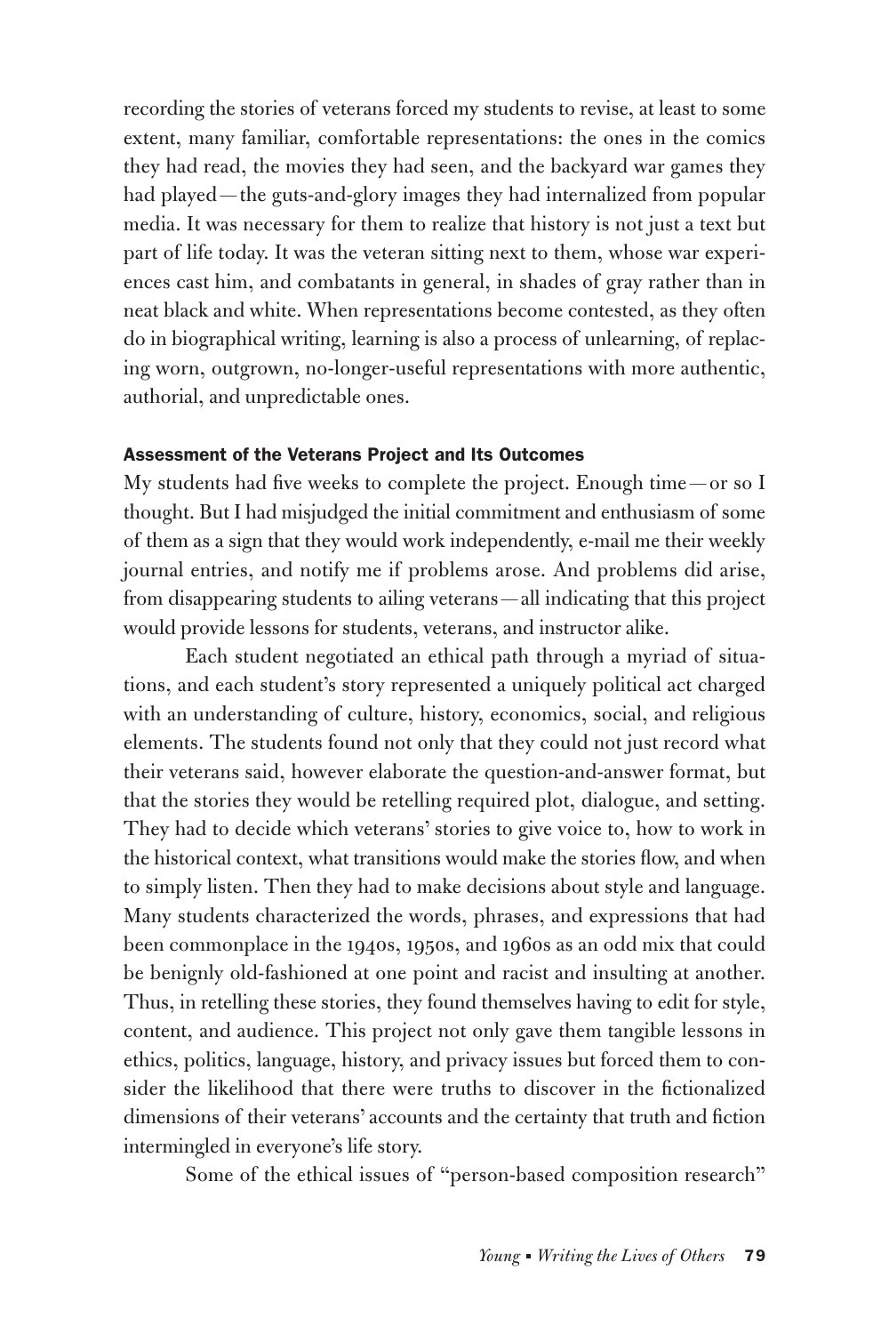recording the stories of veterans forced my students to revise, at least to some extent, many familiar, comfortable representations: the ones in the comics they had read, the movies they had seen, and the backyard war games they had played—the guts-and-glory images they had internalized from popular media. It was necessary for them to realize that history is not just a text but part of life today. It was the veteran sitting next to them, whose war experiences cast him, and combatants in general, in shades of gray rather than in neat black and white. When representations become contested, as they often do in biographical writing, learning is also a process of unlearning, of replacing worn, outgrown, no-longer-useful representations with more authentic, authorial, and unpredictable ones.

### Assessment of the Veterans Project and Its Outcomes

My students had five weeks to complete the project. Enough time—or so I thought. But I had misjudged the initial commitment and enthusiasm of some of them as a sign that they would work independently, e-mail me their weekly journal entries, and notify me if problems arose. And problems did arise, from disappearing students to ailing veterans—all indicating that this project would provide lessons for students, veterans, and instructor alike.

Each student negotiated an ethical path through a myriad of situations, and each student's story represented a uniquely political act charged with an understanding of culture, history, economics, social, and religious elements. The students found not only that they could not just record what their veterans said, however elaborate the question-and-answer format, but that the stories they would be retelling required plot, dialogue, and setting. They had to decide which veterans' stories to give voice to, how to work in the historical context, what transitions would make the stories flow, and when to simply listen. Then they had to make decisions about style and language. Many students characterized the words, phrases, and expressions that had been commonplace in the 1940s, 1950s, and 1960s as an odd mix that could be benignly old-fashioned at one point and racist and insulting at another. Thus, in retelling these stories, they found themselves having to edit for style, content, and audience. This project not only gave them tangible lessons in ethics, politics, language, history, and privacy issues but forced them to consider the likelihood that there were truths to discover in the fictionalized dimensions of their veterans' accounts and the certainty that truth and fiction intermingled in everyone's life story.

Some of the ethical issues of "person-based composition research"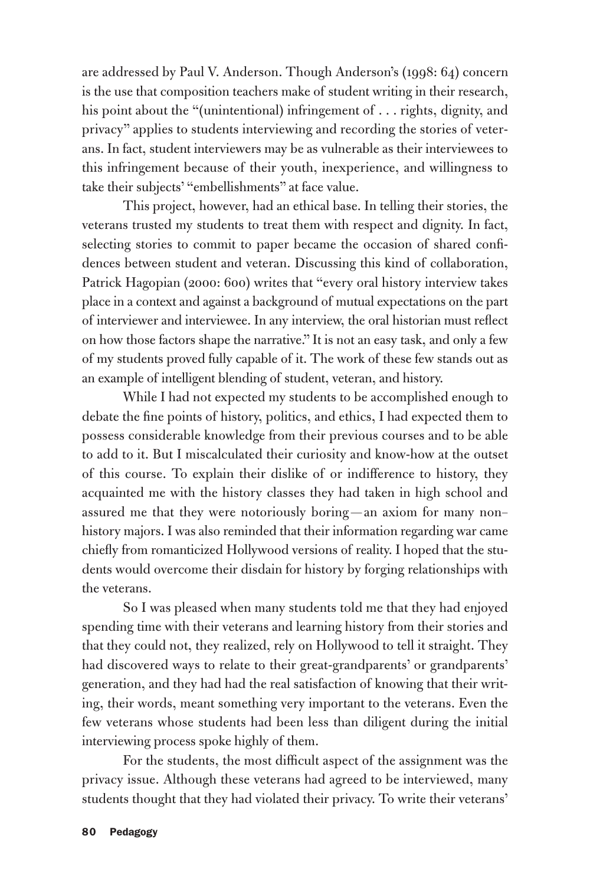are addressed by Paul V. Anderson. Though Anderson's (1998: 64) concern is the use that composition teachers make of student writing in their research, his point about the "(unintentional) infringement of . . . rights, dignity, and privacy" applies to students interviewing and recording the stories of veterans. In fact, student interviewers may be as vulnerable as their interviewees to this infringement because of their youth, inexperience, and willingness to take their subjects' "embellishments" at face value.

This project, however, had an ethical base. In telling their stories, the veterans trusted my students to treat them with respect and dignity. In fact, selecting stories to commit to paper became the occasion of shared confidences between student and veteran. Discussing this kind of collaboration, Patrick Hagopian (2000: 600) writes that "every oral history interview takes place in a context and against a background of mutual expectations on the part of interviewer and interviewee. In any interview, the oral historian must reflect on how those factors shape the narrative." It is not an easy task, and only a few of my students proved fully capable of it. The work of these few stands out as an example of intelligent blending of student, veteran, and history.

While I had not expected my students to be accomplished enough to debate the fine points of history, politics, and ethics, I had expected them to possess considerable knowledge from their previous courses and to be able to add to it. But I miscalculated their curiosity and know-how at the outset of this course. To explain their dislike of or indifference to history, they acquainted me with the history classes they had taken in high school and assured me that they were notoriously boring—an axiom for many non–history majors. I was also reminded that their information regarding war came chiefly from romanticized Hollywood versions of reality. I hoped that the students would overcome their disdain for history by forging relationships with the veterans.

So I was pleased when many students told me that they had enjoyed spending time with their veterans and learning history from their stories and that they could not, they realized, rely on Hollywood to tell it straight. They had discovered ways to relate to their great-grandparents' or grandparents' generation, and they had had the real satisfaction of knowing that their writing, their words, meant something very important to the veterans. Even the few veterans whose students had been less than diligent during the initial interviewing process spoke highly of them.

For the students, the most difficult aspect of the assignment was the privacy issue. Although these veterans had agreed to be interviewed, many students thought that they had violated their privacy. To write their veterans'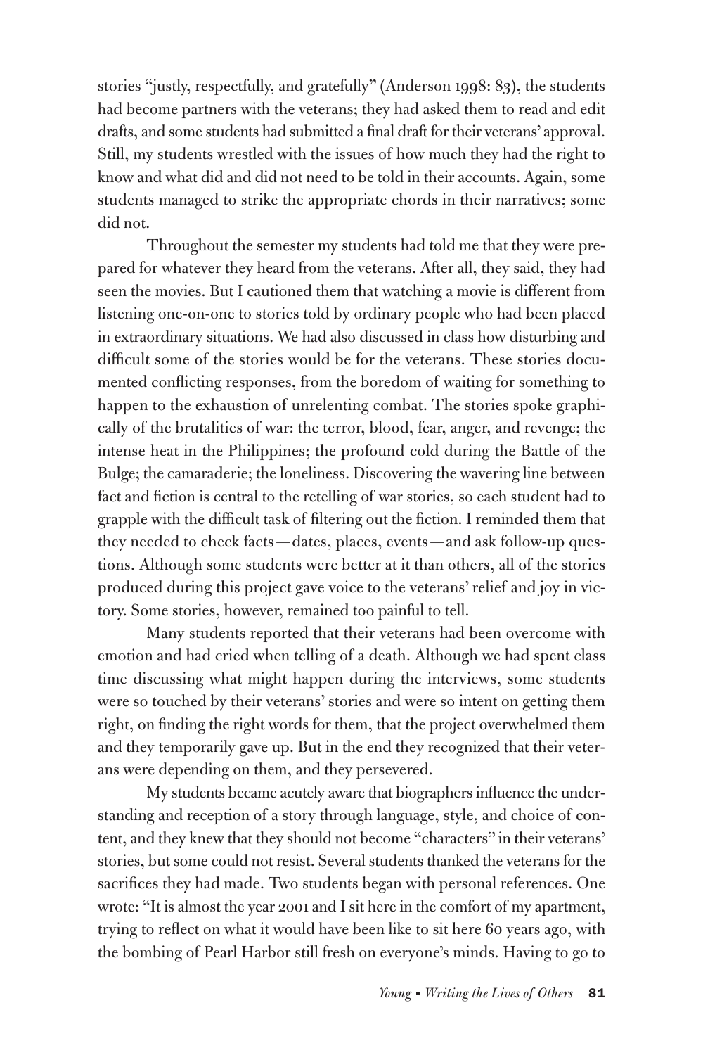stories "justly, respectfully, and gratefully" (Anderson 1998: 83), the students had become partners with the veterans; they had asked them to read and edit drafts, and some students had submitted a final draft for their veterans' approval. Still, my students wrestled with the issues of how much they had the right to know and what did and did not need to be told in their accounts. Again, some students managed to strike the appropriate chords in their narratives; some did not.

Throughout the semester my students had told me that they were prepared for whatever they heard from the veterans. After all, they said, they had seen the movies. But I cautioned them that watching a movie is different from listening one-on-one to stories told by ordinary people who had been placed in extraordinary situations. We had also discussed in class how disturbing and difficult some of the stories would be for the veterans. These stories documented conflicting responses, from the boredom of waiting for something to happen to the exhaustion of unrelenting combat. The stories spoke graphically of the brutalities of war: the terror, blood, fear, anger, and revenge; the intense heat in the Philippines; the profound cold during the Battle of the Bulge; the camaraderie; the loneliness. Discovering the wavering line between fact and fiction is central to the retelling of war stories, so each student had to grapple with the difficult task of filtering out the fiction. I reminded them that they needed to check facts—dates, places, events—and ask follow-up questions. Although some students were better at it than others, all of the stories produced during this project gave voice to the veterans' relief and joy in victory. Some stories, however, remained too painful to tell.

Many students reported that their veterans had been overcome with emotion and had cried when telling of a death. Although we had spent class time discussing what might happen during the interviews, some students were so touched by their veterans' stories and were so intent on getting them right, on finding the right words for them, that the project overwhelmed them and they temporarily gave up. But in the end they recognized that their veterans were depending on them, and they persevered.

My students became acutely aware that biographers influence the understanding and reception of a story through language, style, and choice of content, and they knew that they should not become "characters" in their veterans' stories, but some could not resist. Several students thanked the veterans for the sacrifices they had made. Two students began with personal references. One wrote: "It is almost the year 2001 and I sit here in the comfort of my apartment, trying to reflect on what it would have been like to sit here 60 years ago, with the bombing of Pearl Harbor still fresh on everyone's minds. Having to go to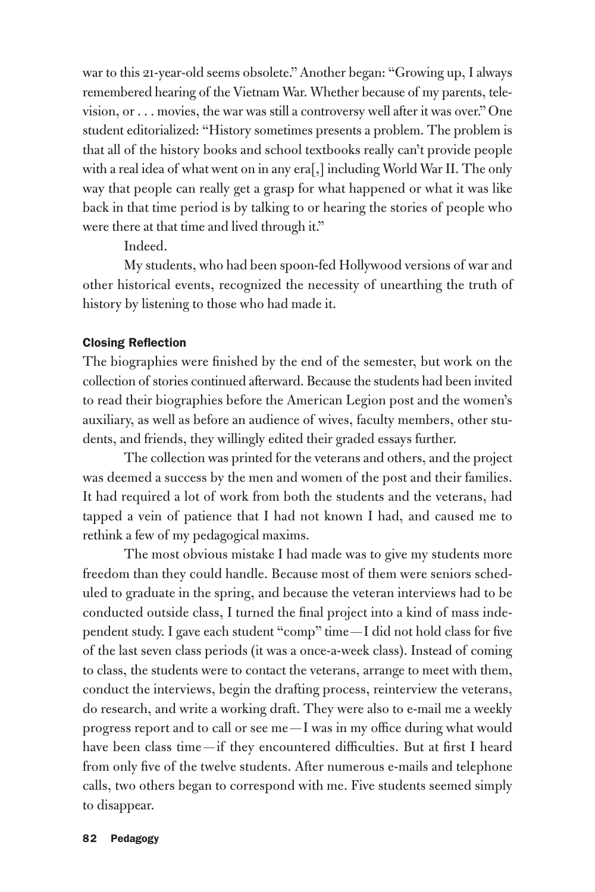war to this 21-year-old seems obsolete." Another began: "Growing up, I always remembered hearing of the Vietnam War. Whether because of my parents, television, or . . . movies, the war was still a controversy well after it was over." One student editorialized: "History sometimes presents a problem. The problem is that all of the history books and school textbooks really can't provide people with a real idea of what went on in any era[,] including World War II. The only way that people can really get a grasp for what happened or what it was like back in that time period is by talking to or hearing the stories of people who were there at that time and lived through it."

Indeed.

My students, who had been spoon-fed Hollywood versions of war and other historical events, recognized the necessity of unearthing the truth of history by listening to those who had made it.

### Closing Reflection

The biographies were finished by the end of the semester, but work on the collection of stories continued afterward. Because the students had been invited to read their biographies before the American Legion post and the women's auxiliary, as well as before an audience of wives, faculty members, other students, and friends, they willingly edited their graded essays further.

The collection was printed for the veterans and others, and the project was deemed a success by the men and women of the post and their families. It had required a lot of work from both the students and the veterans, had tapped a vein of patience that I had not known I had, and caused me to rethink a few of my pedagogical maxims.

The most obvious mistake I had made was to give my students more freedom than they could handle. Because most of them were seniors scheduled to graduate in the spring, and because the veteran interviews had to be conducted outside class, I turned the final project into a kind of mass independent study. I gave each student "comp" time—I did not hold class for five of the last seven class periods (it was a once-a-week class). Instead of coming to class, the students were to contact the veterans, arrange to meet with them, conduct the interviews, begin the drafting process, reinterview the veterans, do research, and write a working draft. They were also to e-mail me a weekly progress report and to call or see me—I was in my office during what would have been class time—if they encountered difficulties. But at first I heard from only five of the twelve students. After numerous e-mails and telephone calls, two others began to correspond with me. Five students seemed simply to disappear.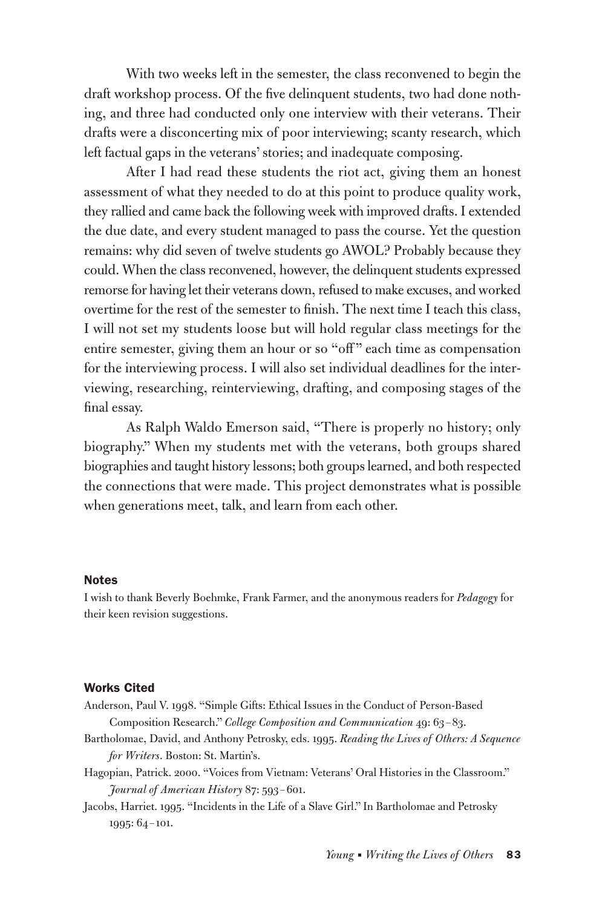With two weeks left in the semester, the class reconvened to begin the draft workshop process. Of the five delinquent students, two had done nothing, and three had conducted only one interview with their veterans. Their drafts were a disconcerting mix of poor interviewing; scanty research, which left factual gaps in the veterans' stories; and inadequate composing.

After I had read these students the riot act, giving them an honest assessment of what they needed to do at this point to produce quality work, they rallied and came back the following week with improved drafts. I extended the due date, and every student managed to pass the course. Yet the question remains: why did seven of twelve students go AWOL? Probably because they could. When the class reconvened, however, the delinquent students expressed remorse for having let their veterans down, refused to make excuses, and worked overtime for the rest of the semester to finish. The next time I teach this class, I will not set my students loose but will hold regular class meetings for the entire semester, giving them an hour or so "off" each time as compensation for the interviewing process. I will also set individual deadlines for the interviewing, researching, reinterviewing, drafting, and composing stages of the final essay.

As Ralph Waldo Emerson said, "There is properly no history; only biography." When my students met with the veterans, both groups shared biographies and taught history lessons; both groups learned, and both respected the connections that were made. This project demonstrates what is possible when generations meet, talk, and learn from each other.

## Notes

I wish to thank Beverly Boehmke, Frank Farmer, and the anonymous readers for *Pedagogy* for their keen revision suggestions.

## Works Cited

Anderson, Paul V. 1998. "Simple Gifts: Ethical Issues in the Conduct of Person-Based Composition Research." *College Composition and Communication* 49: 63–83.

Bartholomae, David, and Anthony Petrosky, eds. 1995. *Reading the Lives of Others: A Sequence for Writers*. Boston: St. Martin's.

Hagopian, Patrick. 2000. "Voices from Vietnam: Veterans' Oral Histories in the Classroom." *Journal of American History* 87: 593–601.

Jacobs, Harriet. 1995. "Incidents in the Life of a Slave Girl." In Bartholomae and Petrosky 1995: 64–101.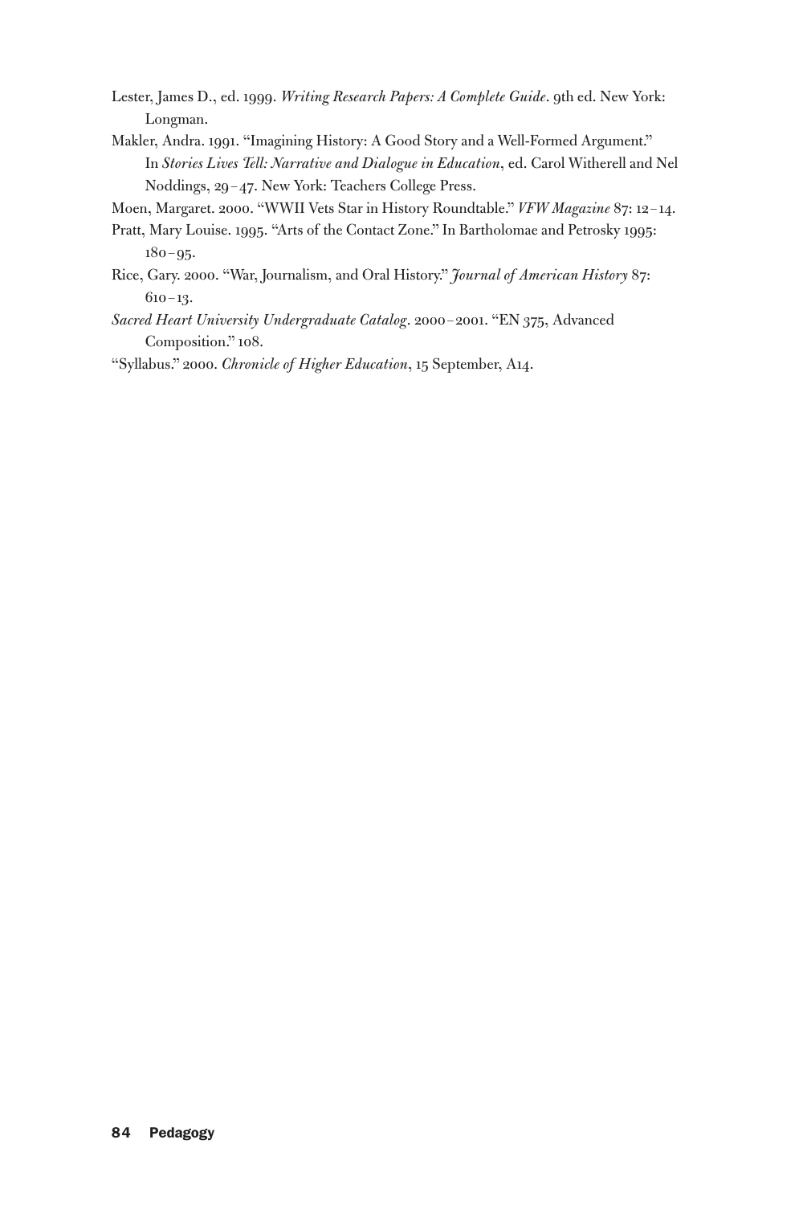Lester, James D., ed. 1999. *Writing Research Papers: A Complete Guide*. 9th ed. New York: Longman.

Makler, Andra. 1991. "Imagining History: A Good Story and a Well-Formed Argument." In *Stories Lives Tell: Narrative and Dialogue in Education*, ed. Carol Witherell and Nel Noddings, 29–47. New York: Teachers College Press.

Moen, Margaret. 2000. "WWII Vets Star in History Roundtable." *VFW Magazine* 87: 12–14.

Pratt, Mary Louise. 1995. "Arts of the Contact Zone." In Bartholomae and Petrosky 1995: 180–95.

Rice, Gary. 2000. "War, Journalism, and Oral History." *Journal of American History* 87: 610–13.

*Sacred Heart University Undergraduate Catalog*. 2000–2001. "EN 375, Advanced Composition." 108.

"Syllabus." 2000. *Chronicle of Higher Education*, 15 September, A14.